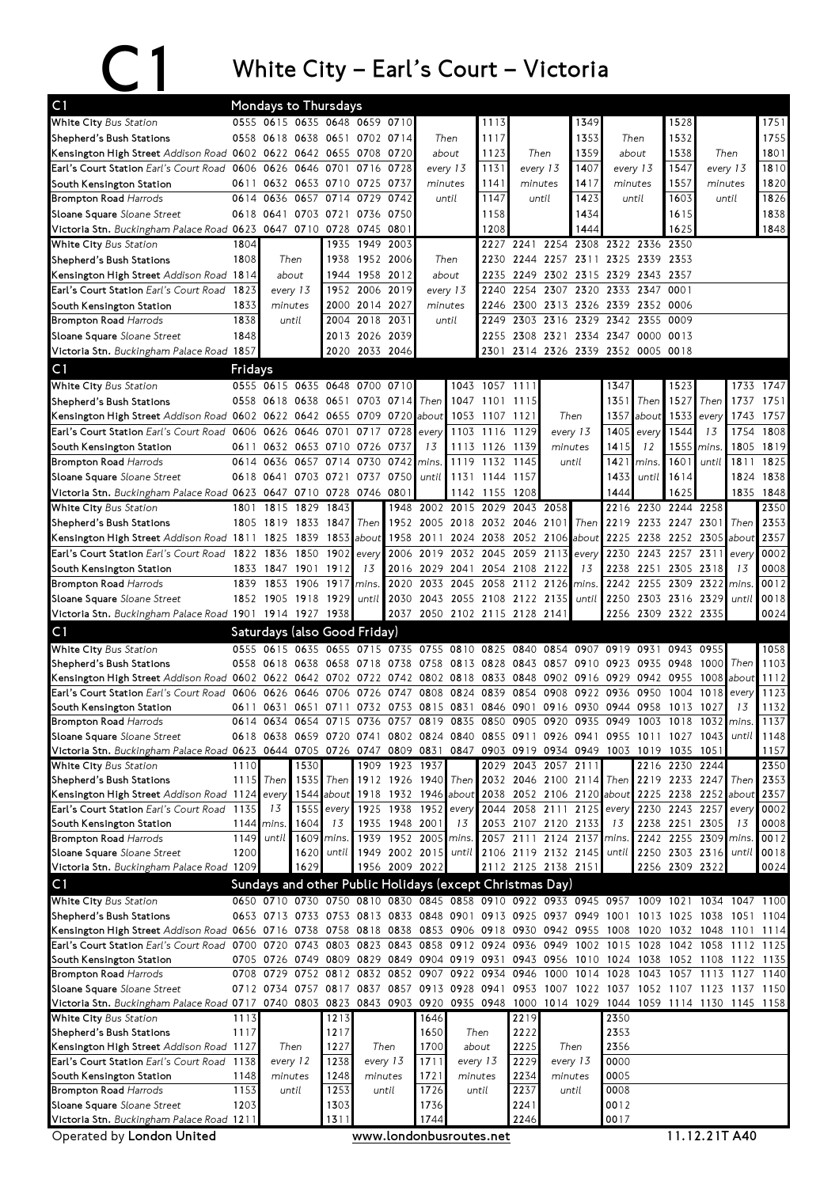# C1

## White City – Earl's Court – Victoria

### C1 Mondays to Thursdays

| Stop | | | | | | | | | | | | | | |
|---|---|---|---|---|---|---|---|---|---|---|---|---|---|---|
| **White City** Bus Station | 0555 | 0615 | 0635 | 0648 | 0659 | 0710 | Then about every 13 minutes until | 1113 | Then every 13 minutes until | 1349 | Then about every 13 minutes until | 1528 | Then every 13 minutes until | 1751 |
| **Shepherd's Bush Stations** | 0558 | 0618 | 0638 | 0651 | 0702 | 0714 | | 1117 | | 1353 | | 1532 | | 1755 |
| **Kensington High Street** Addison Road | 0602 | 0622 | 0642 | 0655 | 0708 | 0720 | | 1123 | | 1359 | | 1538 | | 1801 |
| **Earl's Court Station** Earl's Court Road | 0606 | 0626 | 0646 | 0701 | 0716 | 0728 | | 1131 | | 1407 | | 1547 | | 1810 |
| **South Kensington Station** | 0611 | 0632 | 0653 | 0710 | 0725 | 0737 | | 1141 | | 1417 | | 1557 | | 1820 |
| **Brompton Road** Harrods | 0614 | 0636 | 0657 | 0714 | 0729 | 0742 | | 1147 | | 1423 | | 1603 | | 1826 |
| **Sloane Square** Sloane Street | 0618 | 0641 | 0703 | 0721 | 0736 | 0750 | | 1158 | | 1434 | | 1615 | | 1838 |
| **Victoria Stn.** Buckingham Palace Road | 0623 | 0647 | 0710 | 0728 | 0745 | 0801 | | 1208 | | 1444 | | 1625 | | 1848 |

| Stop | | | | | | | | | | | | | |
|---|---|---|---|---|---|---|---|---|---|---|---|---|---|
| **White City** Bus Station | 1804 | Then about every 13 minutes until | 1935 | 1949 | 2003 | Then about every 13 minutes until | 2227 | 2241 | 2254 | 2308 | 2322 | 2336 | 2350 |
| **Shepherd's Bush Stations** | 1808 | | 1938 | 1952 | 2006 | | 2230 | 2244 | 2257 | 2311 | 2325 | 2339 | 2353 |
| **Kensington High Street** Addison Road | 1814 | | 1944 | 1958 | 2012 | | 2235 | 2249 | 2302 | 2315 | 2329 | 2343 | 2357 |
| **Earl's Court Station** Earl's Court Road | 1823 | | 1952 | 2006 | 2019 | | 2240 | 2254 | 2307 | 2320 | 2333 | 2347 | 0001 |
| **South Kensington Station** | 1833 | | 2000 | 2014 | 2027 | | 2246 | 2300 | 2313 | 2326 | 2339 | 2352 | 0006 |
| **Brompton Road** Harrods | 1838 | | 2004 | 2018 | 2031 | | 2249 | 2303 | 2316 | 2329 | 2342 | 2355 | 0009 |
| **Sloane Square** Sloane Street | 1848 | | 2013 | 2026 | 2039 | | 2255 | 2308 | 2321 | 2334 | 2347 | 0000 | 0013 |
| **Victoria Stn.** Buckingham Palace Road | 1857 | | 2020 | 2033 | 2046 | | 2301 | 2314 | 2326 | 2339 | 2352 | 0005 | 0018 |

### C1 Fridays

| Stop | | | | | | | | | | | | | | | | | |
|---|---|---|---|---|---|---|---|---|---|---|---|---|---|---|---|---|---|
| **White City** Bus Station | 0555 | 0615 | 0635 | 0648 | 0700 | 0710 | Then about every mins. until | 1043 | 1057 | 1111 | Then every 13 minutes until | 1347 | Then about every mins. until | 1523 | Then every 13 until | 1733 | 1747 |
| **Shepherd's Bush Stations** | 0558 | 0618 | 0638 | 0651 | 0703 | 0714 | | 1047 | 1101 | 1115 | | 1351 | | 1527 | | 1737 | 1751 |
| **Kensington High Street** Addison Road | 0602 | 0622 | 0642 | 0655 | 0709 | 0720 | | 1053 | 1107 | 1121 | | 1357 | | 1533 | | 1743 | 1757 |
| **Earl's Court Station** Earl's Court Road | 0606 | 0626 | 0646 | 0701 | 0717 | 0728 | | 1103 | 1116 | 1129 | | 1405 | | 1544 | | 1754 | 1808 |
| **South Kensington Station** | 0611 | 0632 | 0653 | 0710 | 0726 | 0737 | 13 | 1113 | 1126 | 1139 | | 1415 | 12 | 1555 | | 1805 | 1819 |
| **Brompton Road** Harrods | 0614 | 0636 | 0657 | 0714 | 0730 | 0742 | | 1119 | 1132 | 1145 | | 1421 | | 1601 | | 1811 | 1825 |
| **Sloane Square** Sloane Street | 0618 | 0641 | 0703 | 0721 | 0737 | 0750 | | 1131 | 1144 | 1157 | | 1433 | | 1614 | | 1824 | 1838 |
| **Victoria Stn.** Buckingham Palace Road | 0623 | 0647 | 0710 | 0728 | 0746 | 0801 | | 1142 | 1155 | 1208 | | 1444 | | 1625 | | 1835 | 1848 |

| Stop | | | | | | | | | | | | | | | | | | |
|---|---|---|---|---|---|---|---|---|---|---|---|---|---|---|---|---|---|---|
| **White City** Bus Station | 1801 | 1815 | 1829 | 1843 | Then about every 13 mins. until | 1948 | 2002 | 2015 | 2029 | 2043 | 2058 | Then about every 13 mins. until | 2216 | 2230 | 2244 | 2258 | Then every 13 mins. until | 2350 |
| **Shepherd's Bush Stations** | 1805 | 1819 | 1833 | 1847 | | 1952 | 2005 | 2018 | 2032 | 2046 | 2101 | | 2219 | 2233 | 2247 | 2301 | | 2353 |
| **Kensington High Street** Addison Road | 1811 | 1825 | 1839 | 1853 | | 1958 | 2011 | 2024 | 2038 | 2052 | 2106 | | 2225 | 2238 | 2252 | 2305 | | 2357 |
| **Earl's Court Station** Earl's Court Road | 1822 | 1836 | 1850 | 1902 | | 2006 | 2019 | 2032 | 2045 | 2059 | 2113 | | 2230 | 2243 | 2257 | 2311 | | 0002 |
| **South Kensington Station** | 1833 | 1847 | 1901 | 1912 | | 2016 | 2029 | 2041 | 2054 | 2108 | 2122 | | 2238 | 2251 | 2305 | 2318 | | 0008 |
| **Brompton Road** Harrods | 1839 | 1853 | 1906 | 1917 | | 2020 | 2033 | 2045 | 2058 | 2112 | 2126 | | 2242 | 2255 | 2309 | 2322 | | 0012 |
| **Sloane Square** Sloane Street | 1852 | 1905 | 1918 | 1929 | | 2030 | 2043 | 2055 | 2108 | 2121 | 2135 | | 2250 | 2303 | 2316 | 2329 | | 0018 |
| **Victoria Stn.** Buckingham Palace Road | 1901 | 1914 | 1927 | 1938 | | 2037 | 2050 | 2102 | 2115 | 2128 | 2141 | | 2256 | 2309 | 2322 | 2335 | | 0024 |

### C1 Saturdays (also Good Friday)

| Stop | | | | | | | | | | | | | | | | | | |
|---|---|---|---|---|---|---|---|---|---|---|---|---|---|---|---|---|---|---|
| **White City** Bus Station | 0555 | 0615 | 0635 | 0655 | 0715 | 0735 | 0755 | 0810 | 0825 | 0840 | 0854 | 0907 | 0919 | 0931 | 0943 | 0955 | Then about every 13 mins. until | 1058 |
| **Shepherd's Bush Stations** | 0558 | 0618 | 0638 | 0658 | 0718 | 0738 | 0758 | 0813 | 0828 | 0843 | 0857 | 0910 | 0923 | 0935 | 0948 | 1000 | | 1103 |
| **Kensington High Street** Addison Road | 0602 | 0622 | 0642 | 0702 | 0722 | 0742 | 0802 | 0818 | 0833 | 0848 | 0902 | 0916 | 0929 | 0942 | 0955 | 1008 | | 1112 |
| **Earl's Court Station** Earl's Court Road | 0606 | 0626 | 0646 | 0706 | 0726 | 0747 | 0808 | 0824 | 0839 | 0854 | 0908 | 0922 | 0936 | 0950 | 1004 | 1018 | | 1123 |
| **South Kensington Station** | 0611 | 0631 | 0651 | 0711 | 0732 | 0753 | 0815 | 0831 | 0846 | 0901 | 0916 | 0930 | 0944 | 0958 | 1013 | 1027 | | 1132 |
| **Brompton Road** Harrods | 0614 | 0634 | 0654 | 0715 | 0736 | 0757 | 0819 | 0835 | 0850 | 0905 | 0920 | 0935 | 0949 | 1003 | 1018 | 1032 | | 1137 |
| **Sloane Square** Sloane Street | 0618 | 0638 | 0659 | 0720 | 0741 | 0802 | 0824 | 0840 | 0855 | 0911 | 0926 | 0941 | 0955 | 1011 | 1027 | 1043 | | 1148 |
| **Victoria Stn.** Buckingham Palace Road | 0623 | 0644 | 0705 | 0726 | 0747 | 0809 | 0831 | 0847 | 0903 | 0919 | 0934 | 0949 | 1003 | 1019 | 1035 | 1051 | | 1157 |

| Stop | | | | | | | | | | | | | | | | | | | |
|---|---|---|---|---|---|---|---|---|---|---|---|---|---|---|---|---|---|---|---|
| **White City** Bus Station | 1110 | Then every 13 mins. until | 1530 | Then about every 13 mins. until | 1909 | 1923 | 1937 | Then about every 13 until | 2029 | 2043 | 2057 | 2111 | Then about every 13 mins. until | 2216 | 2230 | 2244 | Then about every 13 mins. until | 2350 |
| **Shepherd's Bush Stations** | 1115 | | 1535 | | 1912 | 1926 | 1940 | | 2032 | 2046 | 2100 | 2114 | | 2219 | 2233 | 2247 | | 2353 |
| **Kensington High Street** Addison Road | 1124 | | 1544 | | 1918 | 1932 | 1946 | | 2038 | 2052 | 2106 | 2120 | | 2225 | 2238 | 2252 | | 2357 |
| **Earl's Court Station** Earl's Court Road | 1135 | | 1555 | | 1925 | 1938 | 1952 | | 2044 | 2058 | 2111 | 2125 | | 2230 | 2243 | 2257 | | 0002 |
| **South Kensington Station** | 1144 | | 1604 | | 1935 | 1948 | 2001 | | 2053 | 2107 | 2120 | 2133 | | 2238 | 2251 | 2305 | | 0008 |
| **Brompton Road** Harrods | 1149 | | 1609 | | 1939 | 1952 | 2005 | | 2057 | 2111 | 2124 | 2137 | | 2242 | 2255 | 2309 | | 0012 |
| **Sloane Square** Sloane Street | 1200 | | 1620 | | 1949 | 2002 | 2015 | | 2106 | 2119 | 2132 | 2145 | | 2250 | 2303 | 2316 | | 0018 |
| **Victoria Stn.** Buckingham Palace Road | 1209 | | 1629 | | 1956 | 2009 | 2022 | | 2112 | 2125 | 2138 | 2151 | | 2256 | 2309 | 2322 | | 0024 |

### C1 Sundays and other Public Holidays (except Christmas Day)

| Stop | | | | | | | | | | | | | | | | | | |
|---|---|---|---|---|---|---|---|---|---|---|---|---|---|---|---|---|---|---|
| **White City** Bus Station | 0650 | 0710 | 0730 | 0750 | 0810 | 0830 | 0845 | 0858 | 0910 | 0922 | 0933 | 0945 | 0957 | 1009 | 1021 | 1034 | 1047 | 1100 |
| **Shepherd's Bush Stations** | 0653 | 0713 | 0733 | 0753 | 0813 | 0833 | 0848 | 0901 | 0913 | 0925 | 0937 | 0949 | 1001 | 1013 | 1025 | 1038 | 1051 | 1104 |
| **Kensington High Street** Addison Road | 0656 | 0716 | 0738 | 0758 | 0818 | 0838 | 0853 | 0906 | 0918 | 0930 | 0942 | 0955 | 1008 | 1020 | 1032 | 1048 | 1101 | 1114 |
| **Earl's Court Station** Earl's Court Road | 0700 | 0720 | 0743 | 0803 | 0823 | 0843 | 0858 | 0912 | 0924 | 0936 | 0949 | 1002 | 1015 | 1028 | 1042 | 1058 | 1112 | 1125 |
| **South Kensington Station** | 0705 | 0726 | 0749 | 0809 | 0829 | 0849 | 0904 | 0919 | 0931 | 0943 | 0956 | 1010 | 1024 | 1038 | 1052 | 1108 | 1122 | 1135 |
| **Brompton Road** Harrods | 0708 | 0729 | 0752 | 0812 | 0832 | 0852 | 0907 | 0922 | 0934 | 0946 | 1000 | 1014 | 1028 | 1043 | 1057 | 1113 | 1127 | 1140 |
| **Sloane Square** Sloane Street | 0712 | 0734 | 0757 | 0817 | 0837 | 0857 | 0913 | 0928 | 0941 | 0953 | 1007 | 1022 | 1037 | 1052 | 1107 | 1123 | 1137 | 1150 |
| **Victoria Stn.** Buckingham Palace Road | 0717 | 0740 | 0803 | 0823 | 0843 | 0903 | 0920 | 0935 | 0948 | 1000 | 1014 | 1029 | 1044 | 1059 | 1114 | 1130 | 1145 | 1158 |

| Stop | | | | | | | | | |
|---|---|---|---|---|---|---|---|---|---|
| **White City** Bus Station | 1113 | Then every 12 minutes until | 1213 | Then every 13 minutes until | 1646 | Then about every 13 minutes until | 2219 | Then every 13 minutes until | 2350 |
| **Shepherd's Bush Stations** | 1117 | | 1217 | | 1650 | | 2222 | | 2353 |
| **Kensington High Street** Addison Road | 1127 | | 1227 | | 1700 | | 2225 | | 2356 |
| **Earl's Court Station** Earl's Court Road | 1138 | | 1238 | | 1711 | | 2229 | | 0000 |
| **South Kensington Station** | 1148 | | 1248 | | 1721 | | 2234 | | 0005 |
| **Brompton Road** Harrods | 1153 | | 1253 | | 1726 | | 2237 | | 0008 |
| **Sloane Square** Sloane Street | 1203 | | 1303 | | 1736 | | 2241 | | 0012 |
| **Victoria Stn.** Buckingham Palace Road | 1211 | | 1311 | | 1744 | | 2246 | | 0017 |

Operated by **London United** www.londonbusroutes.net 11.12.21T A40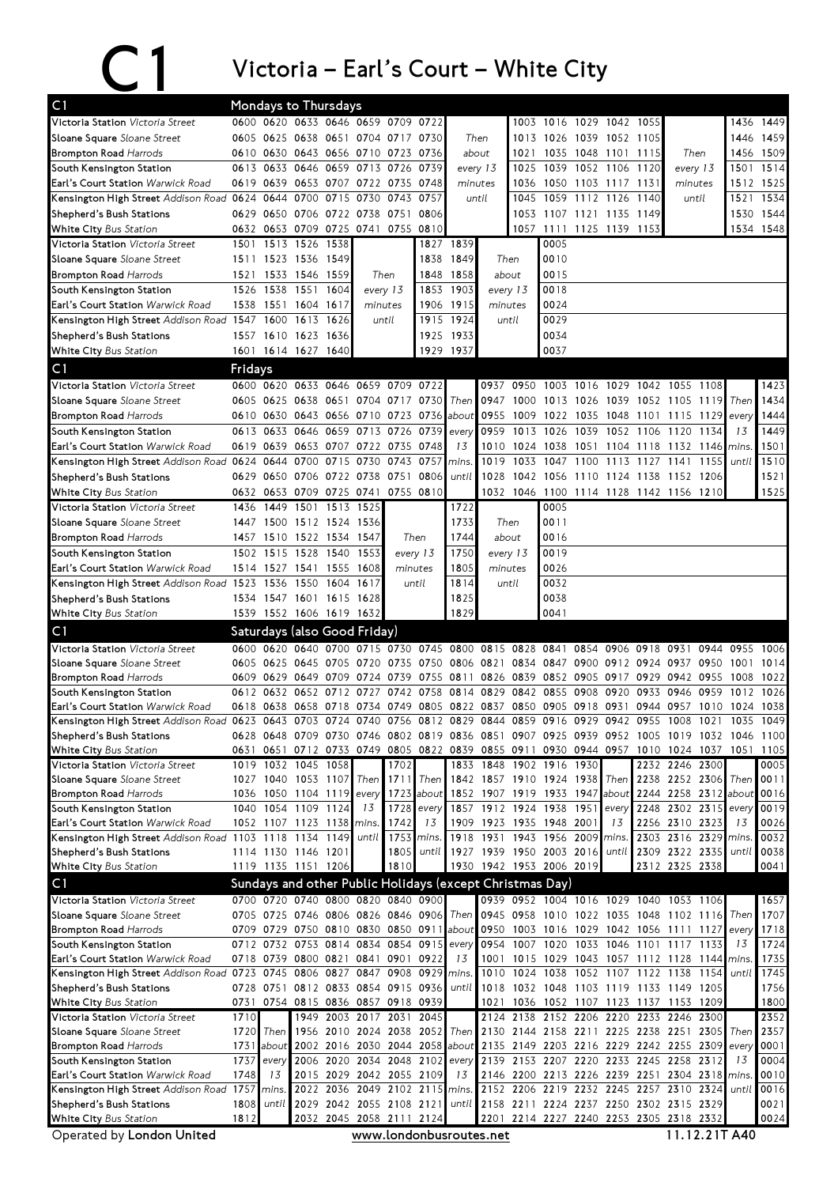# C1 Victoria – Earl's Court – White City

## Mondays to Thursdays

| C1 | | | | | | | | | | | | | | | | | | |
|---|---|---|---|---|---|---|---|---|---|---|---|---|---|---|---|---|---|---|
| Victoria Station Victoria Street | 0600 | 0620 | 0633 | 0646 | 0659 | 0709 | 0722 | Then | | 1003 | 1016 | 1029 | 1042 | 1055 | Then | | 1436 | 1449 |
| Sloane Square Sloane Street | 0605 | 0625 | 0638 | 0651 | 0704 | 0717 | 0730 | about | | 1013 | 1026 | 1039 | 1052 | 1105 | every 13 | | 1446 | 1459 |
| Brompton Road Harrods | 0610 | 0630 | 0643 | 0656 | 0710 | 0723 | 0736 | every 13 | | 1021 | 1035 | 1048 | 1101 | 1115 | minutes | | 1456 | 1509 |
| South Kensington Station | 0613 | 0633 | 0646 | 0659 | 0713 | 0726 | 0739 | minutes | | 1025 | 1039 | 1052 | 1106 | 1120 | until | | 1501 | 1514 |
| Earl's Court Station Warwick Road | 0619 | 0639 | 0653 | 0707 | 0722 | 0735 | 0748 | until | | 1036 | 1050 | 1103 | 1117 | 1131 | | | 1512 | 1525 |
| Kensington High Street Addison Road | 0624 | 0644 | 0700 | 0715 | 0730 | 0743 | 0757 | | | 1045 | 1059 | 1112 | 1126 | 1140 | | | 1521 | 1534 |
| Shepherd's Bush Stations | 0629 | 0650 | 0706 | 0722 | 0738 | 0751 | 0806 | | | 1053 | 1107 | 1121 | 1135 | 1149 | | | 1530 | 1544 |
| White City Bus Station | 0632 | 0653 | 0709 | 0725 | 0741 | 0755 | 0810 | | | 1057 | 1111 | 1125 | 1139 | 1153 | | | 1534 | 1548 |

| C1 | | | | | | | | | | | |
|---|---|---|---|---|---|---|---|---|---|---|---|
| Victoria Station Victoria Street | 1501 | 1513 | 1526 | 1538 | Then | | 1827 | 1839 | Then | | 0005 |
| Sloane Square Sloane Street | 1511 | 1523 | 1536 | 1549 | every 13 | | 1838 | 1849 | about | | 0010 |
| Brompton Road Harrods | 1521 | 1533 | 1546 | 1559 | minutes | | 1848 | 1858 | every 13 | | 0015 |
| South Kensington Station | 1526 | 1538 | 1551 | 1604 | until | | 1853 | 1903 | minutes | | 0018 |
| Earl's Court Station Warwick Road | 1538 | 1551 | 1604 | 1617 | | | 1906 | 1915 | until | | 0024 |
| Kensington High Street Addison Road | 1547 | 1600 | 1613 | 1626 | | | 1915 | 1924 | | | 0029 |
| Shepherd's Bush Stations | 1557 | 1610 | 1623 | 1636 | | | 1925 | 1933 | | | 0034 |
| White City Bus Station | 1601 | 1614 | 1627 | 1640 | | | 1929 | 1937 | | | 0037 |

## Fridays

| C1 | | | | | | | | | | | | | | | | | | | |
|---|---|---|---|---|---|---|---|---|---|---|---|---|---|---|---|---|---|---|---|
| Victoria Station Victoria Street | 0600 | 0620 | 0633 | 0646 | 0659 | 0709 | 0722 | Then | 0937 | 0950 | 1003 | 1016 | 1029 | 1042 | 1055 | 1108 | Then | 1423 |
| Sloane Square Sloane Street | 0605 | 0625 | 0638 | 0651 | 0704 | 0717 | 0730 | about | 0947 | 1000 | 1013 | 1026 | 1039 | 1052 | 1105 | 1119 | every | 1434 |
| Brompton Road Harrods | 0610 | 0630 | 0643 | 0656 | 0710 | 0723 | 0736 | every | 0955 | 1009 | 1022 | 1035 | 1048 | 1101 | 1115 | 1129 | 13 | 1444 |
| South Kensington Station | 0613 | 0633 | 0646 | 0659 | 0713 | 0726 | 0739 | 13 | 0959 | 1013 | 1026 | 1039 | 1052 | 1106 | 1120 | 1134 | mins. | 1449 |
| Earl's Court Station Warwick Road | 0619 | 0639 | 0653 | 0707 | 0722 | 0735 | 0748 | mins. | 1010 | 1024 | 1038 | 1051 | 1104 | 1118 | 1132 | 1146 | until | 1501 |
| Kensington High Street Addison Road | 0624 | 0644 | 0700 | 0715 | 0730 | 0743 | 0757 | until | 1019 | 1033 | 1047 | 1100 | 1113 | 1127 | 1141 | 1155 | | 1510 |
| Shepherd's Bush Stations | 0629 | 0650 | 0706 | 0722 | 0738 | 0751 | 0806 | | 1028 | 1042 | 1056 | 1110 | 1124 | 1138 | 1152 | 1206 | | 1521 |
| White City Bus Station | 0632 | 0653 | 0709 | 0725 | 0741 | 0755 | 0810 | | 1032 | 1046 | 1100 | 1114 | 1128 | 1142 | 1156 | 1210 | | 1525 |

| C1 | | | | | | | | | | |
|---|---|---|---|---|---|---|---|---|---|---|
| Victoria Station Victoria Street | 1436 | 1449 | 1501 | 1513 | 1525 | Then | 1722 | Then | 0005 |
| Sloane Square Sloane Street | 1447 | 1500 | 1512 | 1524 | 1536 | every 13 | 1733 | about | 0011 |
| Brompton Road Harrods | 1457 | 1510 | 1522 | 1534 | 1547 | minutes | 1744 | every 13 | 0016 |
| South Kensington Station | 1502 | 1515 | 1528 | 1540 | 1553 | until | 1750 | minutes | 0019 |
| Earl's Court Station Warwick Road | 1514 | 1527 | 1541 | 1555 | 1608 | | 1805 | until | 0026 |
| Kensington High Street Addison Road | 1523 | 1536 | 1550 | 1604 | 1617 | | 1814 | | 0032 |
| Shepherd's Bush Stations | 1534 | 1547 | 1601 | 1615 | 1628 | | 1825 | | 0038 |
| White City Bus Station | 1539 | 1552 | 1606 | 1619 | 1632 | | 1829 | | 0041 |

## Saturdays (also Good Friday)

| C1 | | | | | | | | | | | | | | | | | | | |
|---|---|---|---|---|---|---|---|---|---|---|---|---|---|---|---|---|---|---|---|
| Victoria Station Victoria Street | 0600 | 0620 | 0640 | 0700 | 0715 | 0730 | 0745 | 0800 | 0815 | 0828 | 0841 | 0854 | 0906 | 0918 | 0931 | 0944 | 0955 | 1006 |
| Sloane Square Sloane Street | 0605 | 0625 | 0645 | 0705 | 0720 | 0735 | 0750 | 0806 | 0821 | 0834 | 0847 | 0900 | 0912 | 0924 | 0937 | 0950 | 1001 | 1014 |
| Brompton Road Harrods | 0609 | 0629 | 0649 | 0709 | 0724 | 0739 | 0755 | 0811 | 0826 | 0839 | 0852 | 0905 | 0917 | 0929 | 0942 | 0955 | 1008 | 1022 |
| South Kensington Station | 0612 | 0632 | 0652 | 0712 | 0727 | 0742 | 0758 | 0814 | 0829 | 0842 | 0855 | 0908 | 0920 | 0933 | 0946 | 0959 | 1012 | 1026 |
| Earl's Court Station Warwick Road | 0618 | 0638 | 0658 | 0718 | 0734 | 0749 | 0805 | 0822 | 0837 | 0850 | 0905 | 0918 | 0931 | 0944 | 0957 | 1010 | 1024 | 1038 |
| Kensington High Street Addison Road | 0623 | 0643 | 0703 | 0724 | 0740 | 0756 | 0812 | 0829 | 0844 | 0859 | 0916 | 0929 | 0942 | 0955 | 1008 | 1021 | 1035 | 1049 |
| Shepherd's Bush Stations | 0628 | 0648 | 0709 | 0730 | 0746 | 0802 | 0819 | 0836 | 0851 | 0907 | 0925 | 0939 | 0952 | 1005 | 1019 | 1032 | 1046 | 1100 |
| White City Bus Station | 0631 | 0651 | 0712 | 0733 | 0749 | 0805 | 0822 | 0839 | 0855 | 0911 | 0930 | 0944 | 0957 | 1010 | 1024 | 1037 | 1051 | 1105 |

| C1 | | | | | | | | | | | | | | | | | | | |
|---|---|---|---|---|---|---|---|---|---|---|---|---|---|---|---|---|---|---|---|
| Victoria Station Victoria Street | 1019 | 1032 | 1045 | 1058 | Then | 1702 | Then | 1833 | 1848 | 1902 | 1916 | 1930 | Then | 2232 | 2246 | 2300 | Then | 0005 |
| Sloane Square Sloane Street | 1027 | 1040 | 1053 | 1107 | every | 1711 | about | 1842 | 1857 | 1910 | 1924 | 1938 | about | 2238 | 2252 | 2306 | about | 0011 |
| Brompton Road Harrods | 1036 | 1050 | 1104 | 1119 | 13 | 1723 | every | 1852 | 1907 | 1919 | 1933 | 1947 | every | 2244 | 2258 | 2312 | every | 0016 |
| South Kensington Station | 1040 | 1054 | 1109 | 1124 | mins. | 1728 | 13 | 1857 | 1912 | 1924 | 1938 | 1951 | 13 | 2248 | 2302 | 2315 | 13 | 0019 |
| Earl's Court Station Warwick Road | 1052 | 1107 | 1123 | 1138 | until | 1742 | mins. | 1909 | 1923 | 1935 | 1948 | 2001 | mins. | 2256 | 2310 | 2323 | mins. | 0026 |
| Kensington High Street Addison Road | 1103 | 1118 | 1134 | 1149 | | 1753 | until | 1918 | 1931 | 1943 | 1956 | 2009 | until | 2303 | 2316 | 2329 | until | 0032 |
| Shepherd's Bush Stations | 1114 | 1130 | 1146 | 1201 | | 1805 | | 1927 | 1939 | 1950 | 2003 | 2016 | | 2309 | 2322 | 2335 | | 0038 |
| White City Bus Station | 1119 | 1135 | 1151 | 1206 | | 1810 | | 1930 | 1942 | 1953 | 2006 | 2019 | | 2312 | 2325 | 2338 | | 0041 |

## Sundays and other Public Holidays (except Christmas Day)

| C1 | | | | | | | | | | | | | | | | | | |
|---|---|---|---|---|---|---|---|---|---|---|---|---|---|---|---|---|---|---|
| Victoria Station Victoria Street | 0700 | 0720 | 0740 | 0800 | 0820 | 0840 | 0900 | Then | 0939 | 0952 | 1004 | 1016 | 1029 | 1040 | 1053 | 1106 | Then | 1657 |
| Sloane Square Sloane Street | 0705 | 0725 | 0746 | 0806 | 0826 | 0846 | 0906 | about | 0945 | 0958 | 1010 | 1022 | 1035 | 1048 | 1102 | 1116 | every | 1707 |
| Brompton Road Harrods | 0709 | 0729 | 0750 | 0810 | 0830 | 0850 | 0911 | every | 0950 | 1003 | 1016 | 1029 | 1042 | 1056 | 1111 | 1127 | 13 | 1718 |
| South Kensington Station | 0712 | 0732 | 0753 | 0814 | 0834 | 0854 | 0915 | 13 | 0954 | 1007 | 1020 | 1033 | 1046 | 1101 | 1117 | 1133 | mins. | 1724 |
| Earl's Court Station Warwick Road | 0718 | 0739 | 0800 | 0821 | 0841 | 0901 | 0922 | mins. | 1001 | 1015 | 1029 | 1043 | 1057 | 1112 | 1128 | 1144 | until | 1735 |
| Kensington High Street Addison Road | 0723 | 0745 | 0806 | 0827 | 0847 | 0908 | 0929 | until | 1010 | 1024 | 1038 | 1052 | 1107 | 1122 | 1138 | 1154 | | 1745 |
| Shepherd's Bush Stations | 0728 | 0751 | 0812 | 0833 | 0854 | 0915 | 0936 | | 1018 | 1032 | 1048 | 1103 | 1119 | 1133 | 1149 | 1205 | | 1756 |
| White City Bus Station | 0731 | 0754 | 0815 | 0836 | 0857 | 0918 | 0939 | | 1021 | 1036 | 1052 | 1107 | 1123 | 1137 | 1153 | 1209 | | 1800 |

| C1 | | | | | | | | | | | | | | | | | | |
|---|---|---|---|---|---|---|---|---|---|---|---|---|---|---|---|---|---|---|
| Victoria Station Victoria Street | 1710 | Then | 1949 | 2003 | 2017 | 2031 | 2045 | Then | 2124 | 2138 | 2152 | 2206 | 2220 | 2233 | 2246 | 2300 | Then | 2352 |
| Sloane Square Sloane Street | 1720 | about | 1956 | 2010 | 2024 | 2038 | 2052 | about | 2130 | 2144 | 2158 | 2211 | 2225 | 2238 | 2251 | 2305 | every | 2357 |
| Brompton Road Harrods | 1731 | every | 2002 | 2016 | 2030 | 2044 | 2058 | every | 2135 | 2149 | 2203 | 2216 | 2229 | 2242 | 2255 | 2309 | 13 | 0001 |
| South Kensington Station | 1737 | 13 | 2006 | 2020 | 2034 | 2048 | 2102 | 13 | 2139 | 2153 | 2207 | 2220 | 2233 | 2245 | 2258 | 2312 | mins. | 0004 |
| Earl's Court Station Warwick Road | 1748 | mins. | 2015 | 2029 | 2042 | 2055 | 2109 | mins. | 2146 | 2200 | 2213 | 2226 | 2239 | 2251 | 2304 | 2318 | until | 0010 |
| Kensington High Street Addison Road | 1757 | until | 2022 | 2036 | 2049 | 2102 | 2115 | until | 2152 | 2206 | 2219 | 2232 | 2245 | 2257 | 2310 | 2324 | | 0016 |
| Shepherd's Bush Stations | 1808 | | 2029 | 2042 | 2055 | 2108 | 2121 | | 2158 | 2211 | 2224 | 2237 | 2250 | 2302 | 2315 | 2329 | | 0021 |
| White City Bus Station | 1812 | | 2032 | 2045 | 2058 | 2111 | 2124 | | 2201 | 2214 | 2227 | 2240 | 2253 | 2305 | 2318 | 2332 | | 0024 |

Operated by **London United** www.londonbusroutes.net 11.12.21T A40